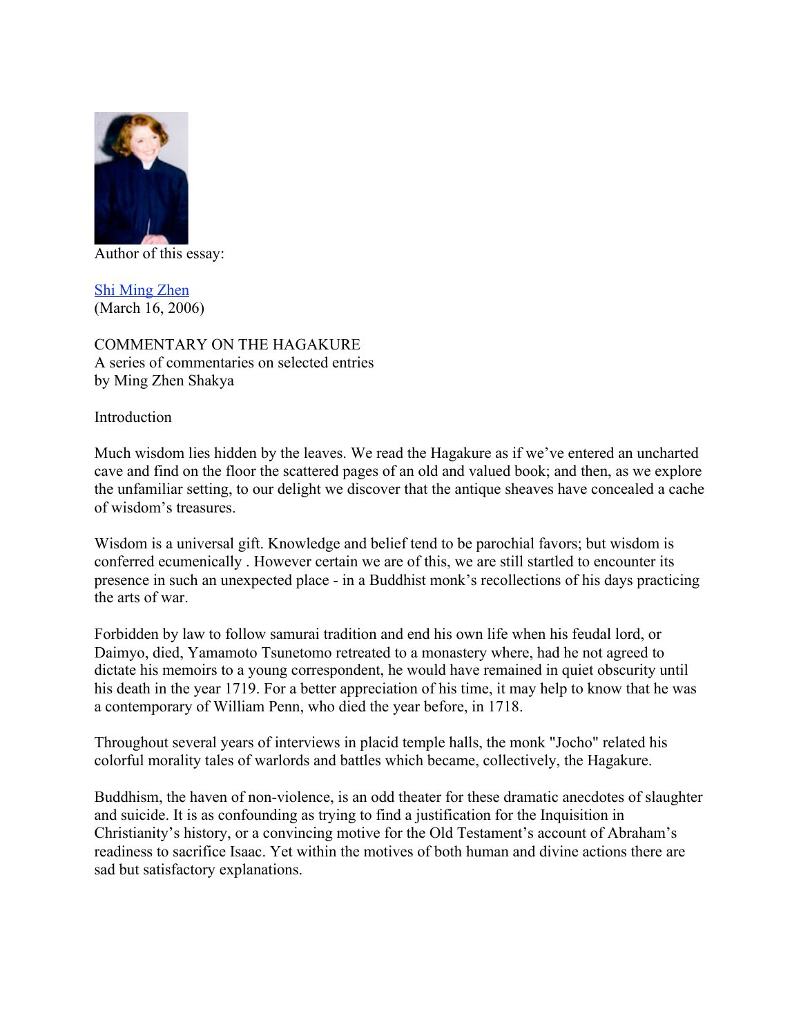Author of this essay:

[Shi Ming Zhen]
(March 16, 2006)

COMMENTARY ON THE HAGAKURE
A series of commentaries on selected entries
by Ming Zhen Shakya

Introduction

Much wisdom lies hidden by the leaves. We read the Hagakure as if we've entered an uncharted cave and find on the floor the scattered pages of an old and valued book; and then, as we explore the unfamiliar setting, to our delight we discover that the antique sheaves have concealed a cache of wisdom's treasures.

Wisdom is a universal gift. Knowledge and belief tend to be parochial favors; but wisdom is conferred ecumenically . However certain we are of this, we are still startled to encounter its presence in such an unexpected place - in a Buddhist monk's recollections of his days practicing the arts of war.

Forbidden by law to follow samurai tradition and end his own life when his feudal lord, or Daimyo, died, Yamamoto Tsunetomo retreated to a monastery where, had he not agreed to dictate his memoirs to a young correspondent, he would have remained in quiet obscurity until his death in the year 1719. For a better appreciation of his time, it may help to know that he was a contemporary of William Penn, who died the year before, in 1718.

Throughout several years of interviews in placid temple halls, the monk "Jocho" related his colorful morality tales of warlords and battles which became, collectively, the Hagakure.

Buddhism, the haven of non-violence, is an odd theater for these dramatic anecdotes of slaughter and suicide. It is as confounding as trying to find a justification for the Inquisition in Christianity's history, or a convincing motive for the Old Testament's account of Abraham's readiness to sacrifice Isaac. Yet within the motives of both human and divine actions there are sad but satisfactory explanations.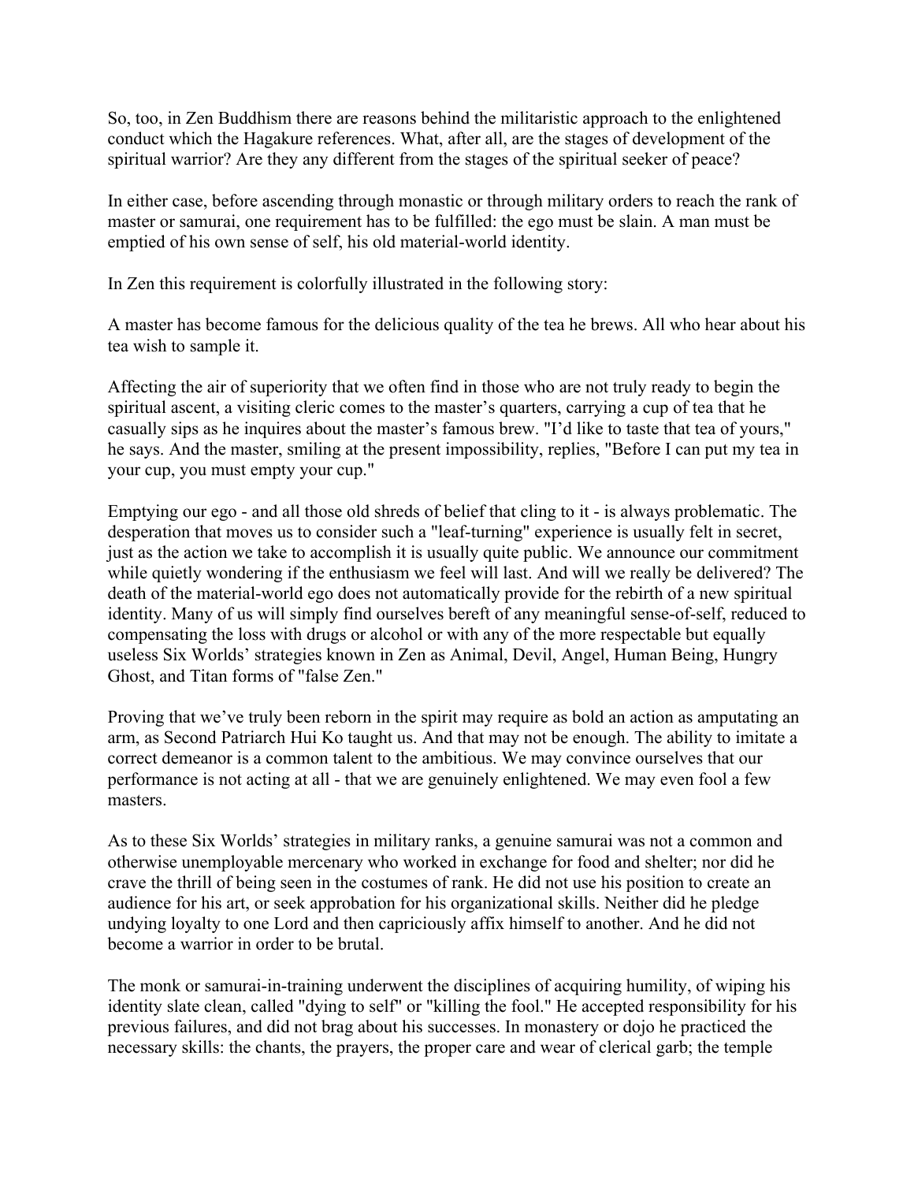So, too, in Zen Buddhism there are reasons behind the militaristic approach to the enlightened conduct which the Hagakure references. What, after all, are the stages of development of the spiritual warrior? Are they any different from the stages of the spiritual seeker of peace?

In either case, before ascending through monastic or through military orders to reach the rank of master or samurai, one requirement has to be fulfilled: the ego must be slain. A man must be emptied of his own sense of self, his old material-world identity.

In Zen this requirement is colorfully illustrated in the following story:

A master has become famous for the delicious quality of the tea he brews. All who hear about his tea wish to sample it.

Affecting the air of superiority that we often find in those who are not truly ready to begin the spiritual ascent, a visiting cleric comes to the master's quarters, carrying a cup of tea that he casually sips as he inquires about the master's famous brew. "I'd like to taste that tea of yours," he says. And the master, smiling at the present impossibility, replies, "Before I can put my tea in your cup, you must empty your cup."

Emptying our ego - and all those old shreds of belief that cling to it - is always problematic. The desperation that moves us to consider such a "leaf-turning" experience is usually felt in secret, just as the action we take to accomplish it is usually quite public. We announce our commitment while quietly wondering if the enthusiasm we feel will last. And will we really be delivered? The death of the material-world ego does not automatically provide for the rebirth of a new spiritual identity. Many of us will simply find ourselves bereft of any meaningful sense-of-self, reduced to compensating the loss with drugs or alcohol or with any of the more respectable but equally useless Six Worlds' strategies known in Zen as Animal, Devil, Angel, Human Being, Hungry Ghost, and Titan forms of "false Zen."

Proving that we've truly been reborn in the spirit may require as bold an action as amputating an arm, as Second Patriarch Hui Ko taught us. And that may not be enough. The ability to imitate a correct demeanor is a common talent to the ambitious. We may convince ourselves that our performance is not acting at all - that we are genuinely enlightened. We may even fool a few masters.

As to these Six Worlds' strategies in military ranks, a genuine samurai was not a common and otherwise unemployable mercenary who worked in exchange for food and shelter; nor did he crave the thrill of being seen in the costumes of rank. He did not use his position to create an audience for his art, or seek approbation for his organizational skills. Neither did he pledge undying loyalty to one Lord and then capriciously affix himself to another. And he did not become a warrior in order to be brutal.

The monk or samurai-in-training underwent the disciplines of acquiring humility, of wiping his identity slate clean, called "dying to self" or "killing the fool." He accepted responsibility for his previous failures, and did not brag about his successes. In monastery or dojo he practiced the necessary skills: the chants, the prayers, the proper care and wear of clerical garb; the temple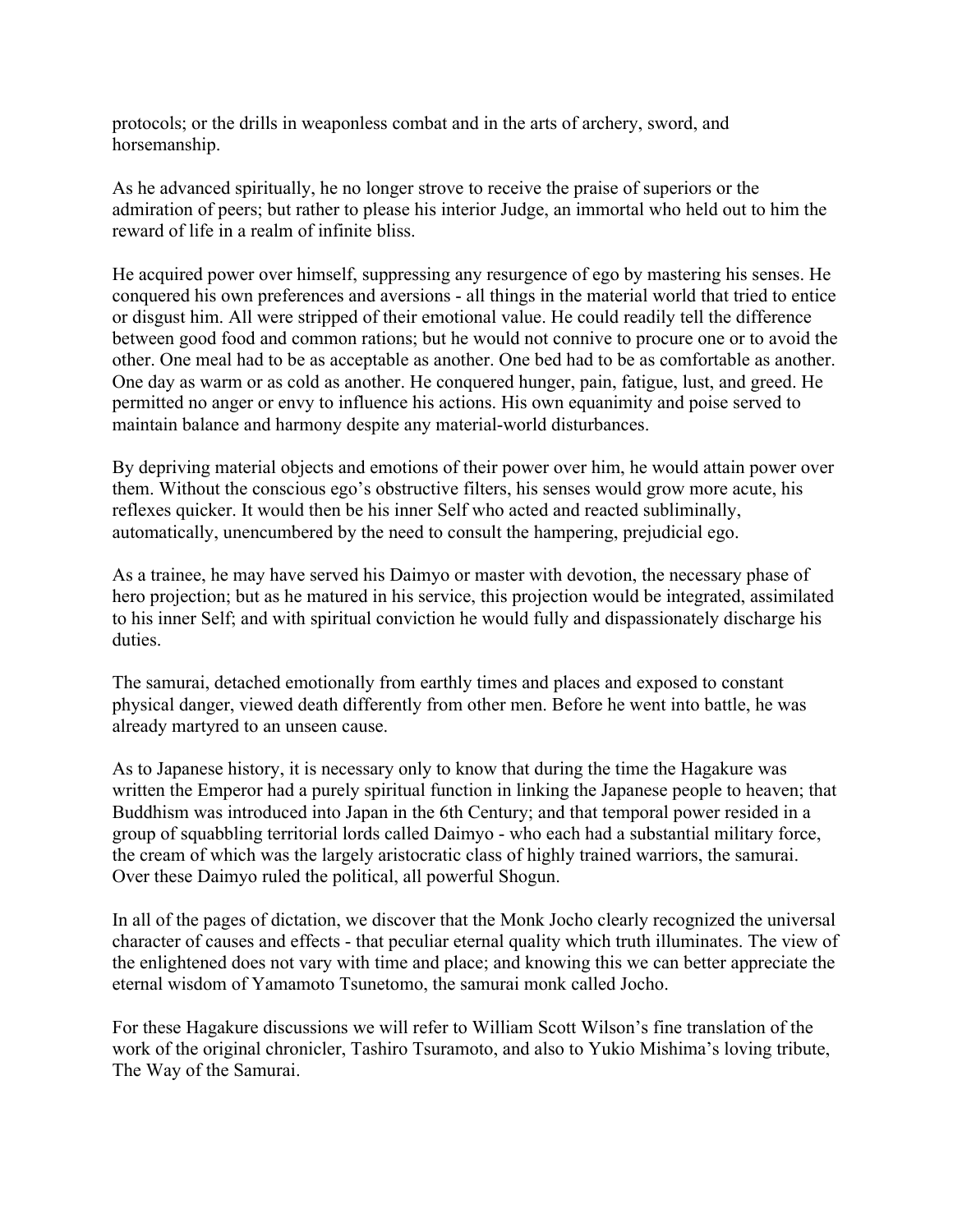protocols; or the drills in weaponless combat and in the arts of archery, sword, and horsemanship.

As he advanced spiritually, he no longer strove to receive the praise of superiors or the admiration of peers; but rather to please his interior Judge, an immortal who held out to him the reward of life in a realm of infinite bliss.

He acquired power over himself, suppressing any resurgence of ego by mastering his senses. He conquered his own preferences and aversions - all things in the material world that tried to entice or disgust him. All were stripped of their emotional value. He could readily tell the difference between good food and common rations; but he would not connive to procure one or to avoid the other. One meal had to be as acceptable as another. One bed had to be as comfortable as another. One day as warm or as cold as another. He conquered hunger, pain, fatigue, lust, and greed. He permitted no anger or envy to influence his actions. His own equanimity and poise served to maintain balance and harmony despite any material-world disturbances.

By depriving material objects and emotions of their power over him, he would attain power over them. Without the conscious ego's obstructive filters, his senses would grow more acute, his reflexes quicker. It would then be his inner Self who acted and reacted subliminally, automatically, unencumbered by the need to consult the hampering, prejudicial ego.

As a trainee, he may have served his Daimyo or master with devotion, the necessary phase of hero projection; but as he matured in his service, this projection would be integrated, assimilated to his inner Self; and with spiritual conviction he would fully and dispassionately discharge his duties.

The samurai, detached emotionally from earthly times and places and exposed to constant physical danger, viewed death differently from other men. Before he went into battle, he was already martyred to an unseen cause.

As to Japanese history, it is necessary only to know that during the time the Hagakure was written the Emperor had a purely spiritual function in linking the Japanese people to heaven; that Buddhism was introduced into Japan in the 6th Century; and that temporal power resided in a group of squabbling territorial lords called Daimyo - who each had a substantial military force, the cream of which was the largely aristocratic class of highly trained warriors, the samurai. Over these Daimyo ruled the political, all powerful Shogun.

In all of the pages of dictation, we discover that the Monk Jocho clearly recognized the universal character of causes and effects - that peculiar eternal quality which truth illuminates. The view of the enlightened does not vary with time and place; and knowing this we can better appreciate the eternal wisdom of Yamamoto Tsunetomo, the samurai monk called Jocho.

For these Hagakure discussions we will refer to William Scott Wilson's fine translation of the work of the original chronicler, Tashiro Tsuramoto, and also to Yukio Mishima's loving tribute, The Way of the Samurai.